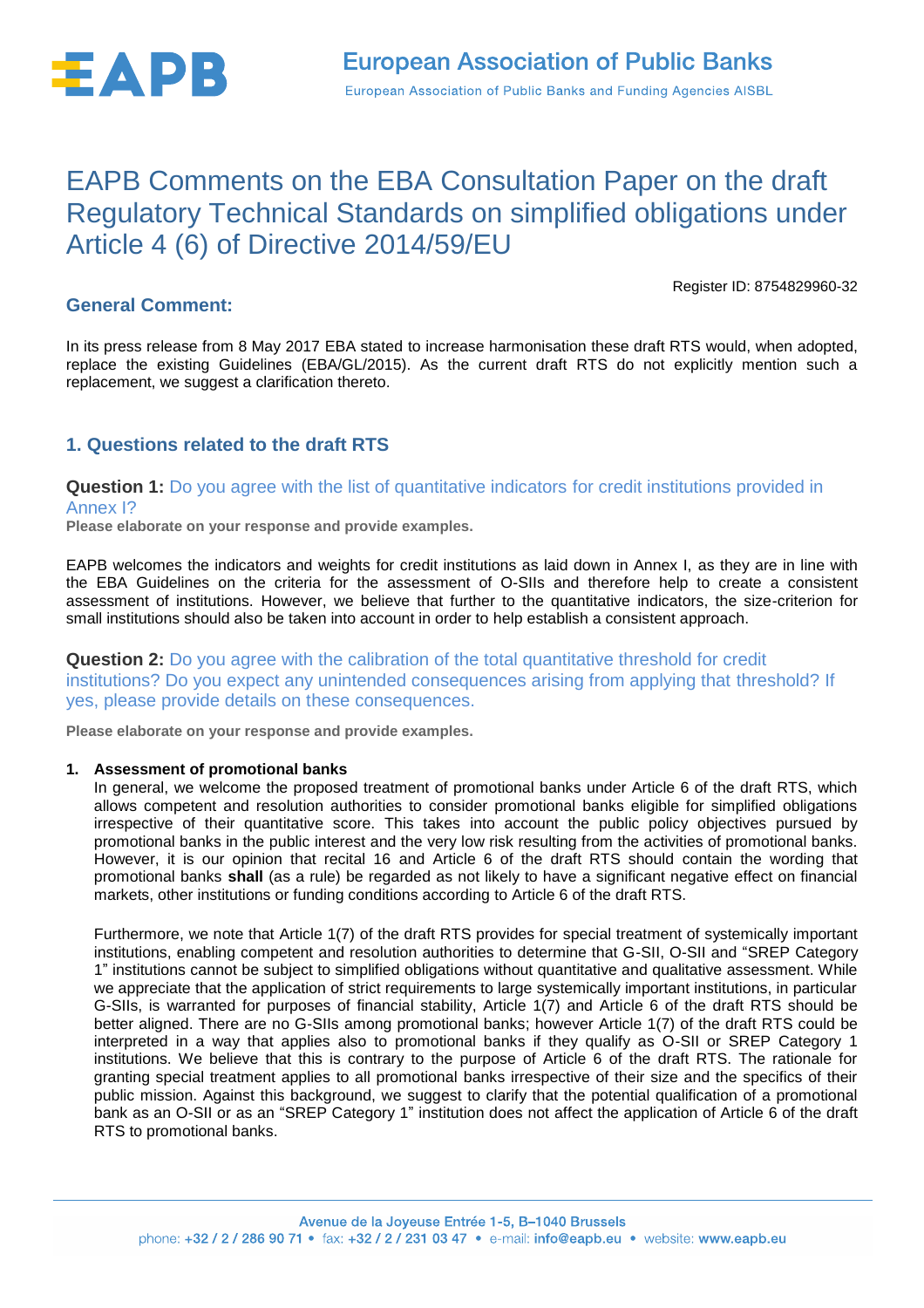# EAPB Comments on the EBA Consultation Paper on the draft Regulatory Technical Standards on simplified obligations under Article 4 (6) of Directive 2014/59/EU

Register ID: 8754829960-32

## General Comment:

In its press release from 8 May 2017 EBA stated to increase harmonisation these draft RTS would, when adopted, replace the existing Guidelines (EBA/GL/2015). As the current draft RTS do not explicitly mention such a replacement, we suggest a clarification thereto.

## 1. Questions related to the draft RTS

### Question 1: Do you agree with the list of quantitative indicators for credit institutions provided in Annex I?

**Please elaborate on your response and provide examples.**

EAPB welcomes the indicators and weights for credit institutions as laid down in Annex I, as they are in line with the EBA Guidelines on the criteria for the assessment of O-SIIs and therefore help to create a consistent assessment of institutions. However, we believe that further to the quantitative indicators, the size-criterion for small institutions should also be taken into account in order to help establish a consistent approach.

### Question 2: Do you agree with the calibration of the total quantitative threshold for credit institutions? Do you expect any unintended consequences arising from applying that threshold? If yes, please provide details on these consequences.

**Please elaborate on your response and provide examples.**

1. **Assessment of promotional banks**

   In general, we welcome the proposed treatment of promotional banks under Article 6 of the draft RTS, which allows competent and resolution authorities to consider promotional banks eligible for simplified obligations irrespective of their quantitative score. This takes into account the public policy objectives pursued by promotional banks in the public interest and the very low risk resulting from the activities of promotional banks. However, it is our opinion that recital 16 and Article 6 of the draft RTS should contain the wording that promotional banks **shall** (as a rule) be regarded as not likely to have a significant negative effect on financial markets, other institutions or funding conditions according to Article 6 of the draft RTS.

   Furthermore, we note that Article 1(7) of the draft RTS provides for special treatment of systemically important institutions, enabling competent and resolution authorities to determine that G-SII, O-SII and "SREP Category 1" institutions cannot be subject to simplified obligations without quantitative and qualitative assessment. While we appreciate that the application of strict requirements to large systemically important institutions, in particular G-SIIs, is warranted for purposes of financial stability, Article 1(7) and Article 6 of the draft RTS should be better aligned. There are no G-SIIs among promotional banks; however Article 1(7) of the draft RTS could be interpreted in a way that applies also to promotional banks if they qualify as O-SII or SREP Category 1 institutions. We believe that this is contrary to the purpose of Article 6 of the draft RTS. The rationale for granting special treatment applies to all promotional banks irrespective of their size and the specifics of their public mission. Against this background, we suggest to clarify that the potential qualification of a promotional bank as an O-SII or as an "SREP Category 1" institution does not affect the application of Article 6 of the draft RTS to promotional banks.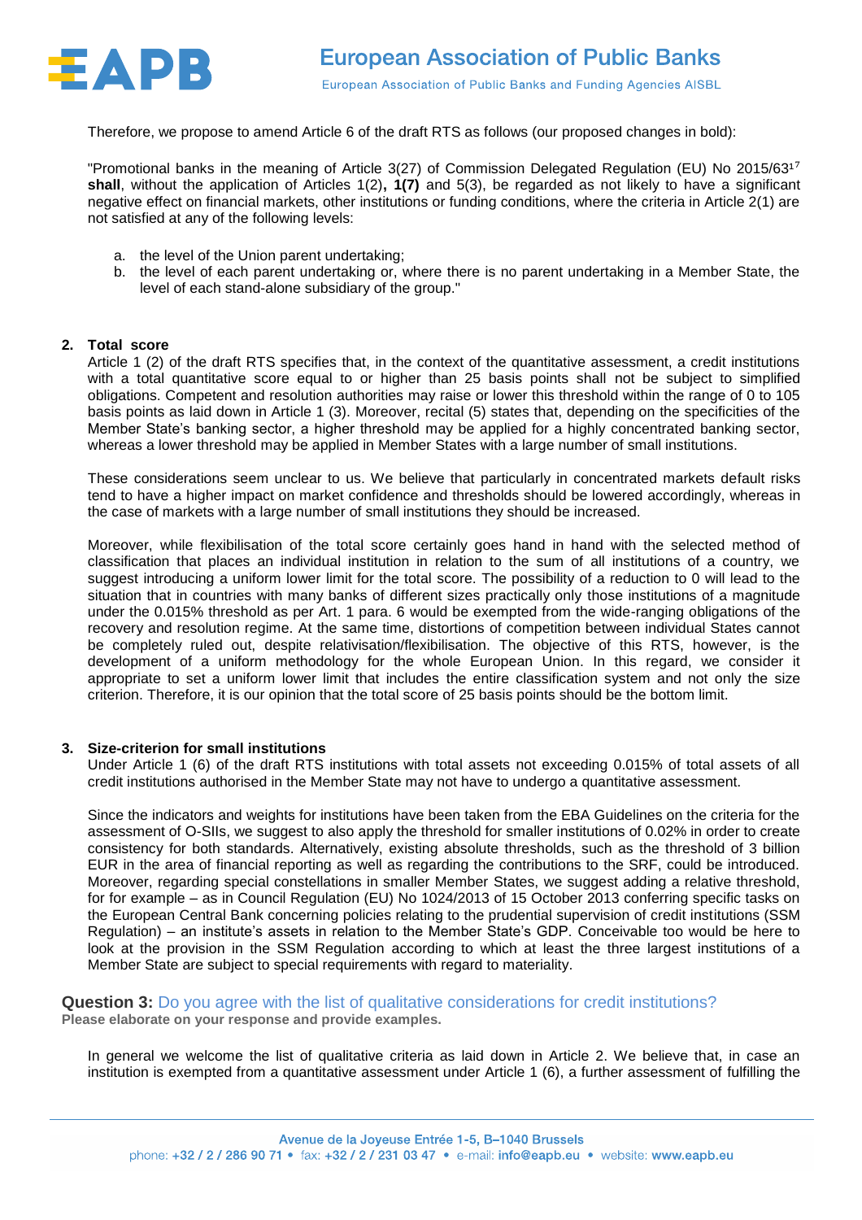Therefore, we propose to amend Article 6 of the draft RTS as follows (our proposed changes in bold):

"Promotional banks in the meaning of Article 3(27) of Commission Delegated Regulation (EU) No 2015/63[17] **shall**, without the application of Articles 1(2)**, 1(7)** and 5(3), be regarded as not likely to have a significant negative effect on financial markets, other institutions or funding conditions, where the criteria in Article 2(1) are not satisfied at any of the following levels:

a. the level of the Union parent undertaking;
b. the level of each parent undertaking or, where there is no parent undertaking in a Member State, the level of each stand-alone subsidiary of the group."

**2. Total score**

Article 1 (2) of the draft RTS specifies that, in the context of the quantitative assessment, a credit institutions with a total quantitative score equal to or higher than 25 basis points shall not be subject to simplified obligations. Competent and resolution authorities may raise or lower this threshold within the range of 0 to 105 basis points as laid down in Article 1 (3). Moreover, recital (5) states that, depending on the specificities of the Member State's banking sector, a higher threshold may be applied for a highly concentrated banking sector, whereas a lower threshold may be applied in Member States with a large number of small institutions.

These considerations seem unclear to us. We believe that particularly in concentrated markets default risks tend to have a higher impact on market confidence and thresholds should be lowered accordingly, whereas in the case of markets with a large number of small institutions they should be increased.

Moreover, while flexibilisation of the total score certainly goes hand in hand with the selected method of classification that places an individual institution in relation to the sum of all institutions of a country, we suggest introducing a uniform lower limit for the total score. The possibility of a reduction to 0 will lead to the situation that in countries with many banks of different sizes practically only those institutions of a magnitude under the 0.015% threshold as per Art. 1 para. 6 would be exempted from the wide-ranging obligations of the recovery and resolution regime. At the same time, distortions of competition between individual States cannot be completely ruled out, despite relativisation/flexibilisation. The objective of this RTS, however, is the development of a uniform methodology for the whole European Union. In this regard, we consider it appropriate to set a uniform lower limit that includes the entire classification system and not only the size criterion. Therefore, it is our opinion that the total score of 25 basis points should be the bottom limit.

**3. Size-criterion for small institutions**

Under Article 1 (6) of the draft RTS institutions with total assets not exceeding 0.015% of total assets of all credit institutions authorised in the Member State may not have to undergo a quantitative assessment.

Since the indicators and weights for institutions have been taken from the EBA Guidelines on the criteria for the assessment of O-SIIs, we suggest to also apply the threshold for smaller institutions of 0.02% in order to create consistency for both standards. Alternatively, existing absolute thresholds, such as the threshold of 3 billion EUR in the area of financial reporting as well as regarding the contributions to the SRF, could be introduced. Moreover, regarding special constellations in smaller Member States, we suggest adding a relative threshold, for for example – as in Council Regulation (EU) No 1024/2013 of 15 October 2013 conferring specific tasks on the European Central Bank concerning policies relating to the prudential supervision of credit institutions (SSM Regulation) – an institute's assets in relation to the Member State's GDP. Conceivable too would be here to look at the provision in the SSM Regulation according to which at least the three largest institutions of a Member State are subject to special requirements with regard to materiality.

**Question 3:** Do you agree with the list of qualitative considerations for credit institutions?
**Please elaborate on your response and provide examples.**

In general we welcome the list of qualitative criteria as laid down in Article 2. We believe that, in case an institution is exempted from a quantitative assessment under Article 1 (6), a further assessment of fulfilling the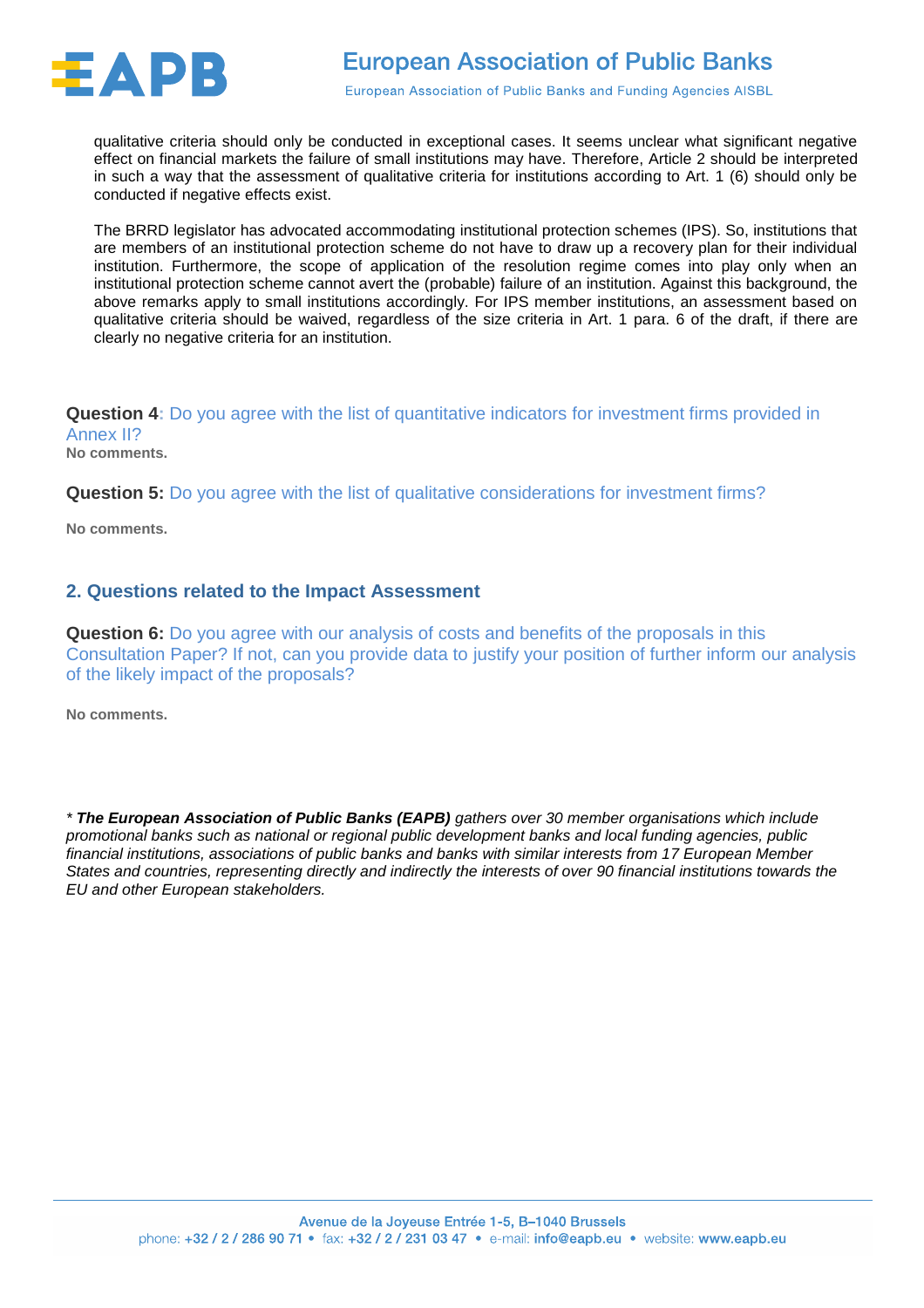qualitative criteria should only be conducted in exceptional cases. It seems unclear what significant negative effect on financial markets the failure of small institutions may have. Therefore, Article 2 should be interpreted in such a way that the assessment of qualitative criteria for institutions according to Art. 1 (6) should only be conducted if negative effects exist.

The BRRD legislator has advocated accommodating institutional protection schemes (IPS). So, institutions that are members of an institutional protection scheme do not have to draw up a recovery plan for their individual institution. Furthermore, the scope of application of the resolution regime comes into play only when an institutional protection scheme cannot avert the (probable) failure of an institution. Against this background, the above remarks apply to small institutions accordingly. For IPS member institutions, an assessment based on qualitative criteria should be waived, regardless of the size criteria in Art. 1 para. 6 of the draft, if there are clearly no negative criteria for an institution.

**Question 4**: Do you agree with the list of quantitative indicators for investment firms provided in Annex II?

**No comments.**

**Question 5:** Do you agree with the list of qualitative considerations for investment firms?

**No comments.**

## 2. Questions related to the Impact Assessment

**Question 6:** Do you agree with our analysis of costs and benefits of the proposals in this Consultation Paper? If not, can you provide data to justify your position of further inform our analysis of the likely impact of the proposals?

**No comments.**

*\* **The European Association of Public Banks (EAPB)** gathers over 30 member organisations which include promotional banks such as national or regional public development banks and local funding agencies, public financial institutions, associations of public banks and banks with similar interests from 17 European Member States and countries, representing directly and indirectly the interests of over 90 financial institutions towards the EU and other European stakeholders.*